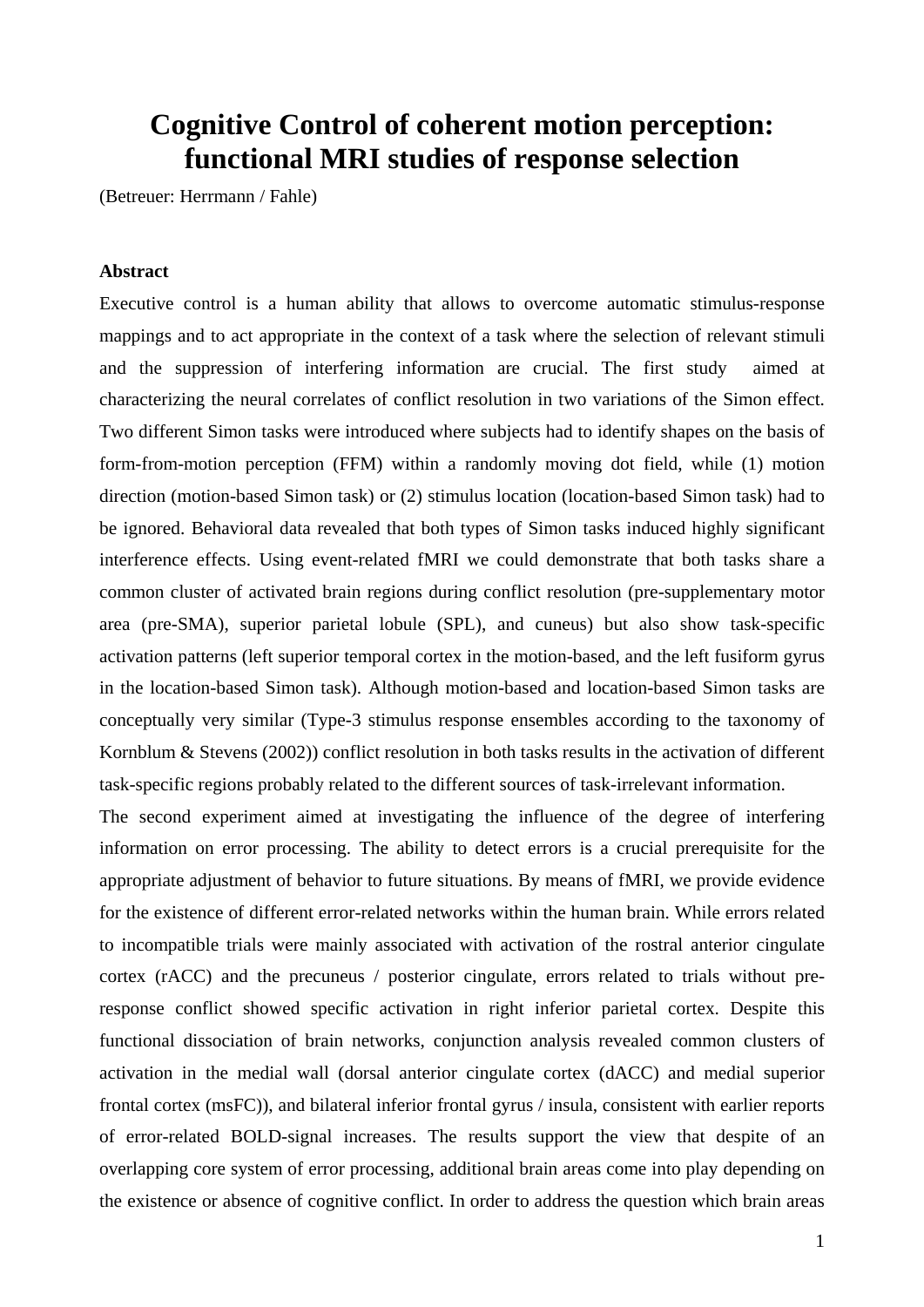# Cognitive Control of coherent motion perception: functional MRI studies of response selection

(Betreuer: Herrmann / Fahle)

**Abstract**

Executive control is a human ability that allows to overcome automatic stimulus-response mappings and to act appropriate in the context of a task where the selection of relevant stimuli and the suppression of interfering information are crucial. The first study aimed at characterizing the neural correlates of conflict resolution in two variations of the Simon effect. Two different Simon tasks were introduced where subjects had to identify shapes on the basis of form-from-motion perception (FFM) within a randomly moving dot field, while (1) motion direction (motion-based Simon task) or (2) stimulus location (location-based Simon task) had to be ignored. Behavioral data revealed that both types of Simon tasks induced highly significant interference effects. Using event-related fMRI we could demonstrate that both tasks share a common cluster of activated brain regions during conflict resolution (pre-supplementary motor area (pre-SMA), superior parietal lobule (SPL), and cuneus) but also show task-specific activation patterns (left superior temporal cortex in the motion-based, and the left fusiform gyrus in the location-based Simon task). Although motion-based and location-based Simon tasks are conceptually very similar (Type-3 stimulus response ensembles according to the taxonomy of Kornblum & Stevens (2002)) conflict resolution in both tasks results in the activation of different task-specific regions probably related to the different sources of task-irrelevant information.

The second experiment aimed at investigating the influence of the degree of interfering information on error processing. The ability to detect errors is a crucial prerequisite for the appropriate adjustment of behavior to future situations. By means of fMRI, we provide evidence for the existence of different error-related networks within the human brain. While errors related to incompatible trials were mainly associated with activation of the rostral anterior cingulate cortex (rACC) and the precuneus / posterior cingulate, errors related to trials without pre-response conflict showed specific activation in right inferior parietal cortex. Despite this functional dissociation of brain networks, conjunction analysis revealed common clusters of activation in the medial wall (dorsal anterior cingulate cortex (dACC) and medial superior frontal cortex (msFC)), and bilateral inferior frontal gyrus / insula, consistent with earlier reports of error-related BOLD-signal increases. The results support the view that despite of an overlapping core system of error processing, additional brain areas come into play depending on the existence or absence of cognitive conflict. In order to address the question which brain areas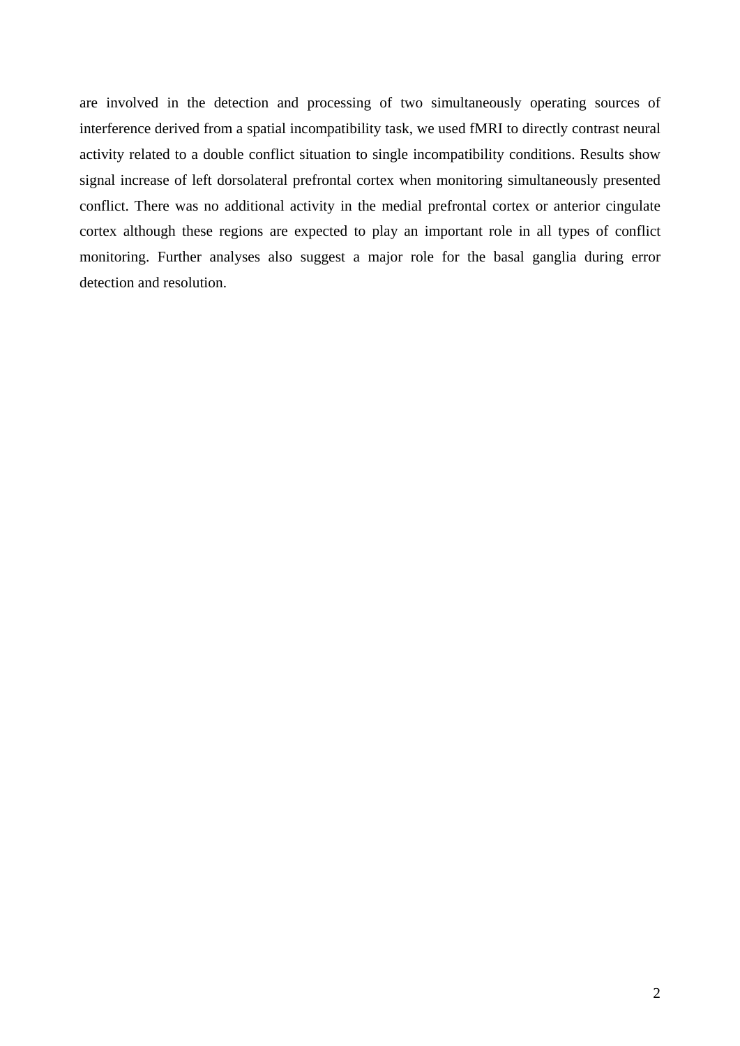are involved in the detection and processing of two simultaneously operating sources of interference derived from a spatial incompatibility task, we used fMRI to directly contrast neural activity related to a double conflict situation to single incompatibility conditions. Results show signal increase of left dorsolateral prefrontal cortex when monitoring simultaneously presented conflict. There was no additional activity in the medial prefrontal cortex or anterior cingulate cortex although these regions are expected to play an important role in all types of conflict monitoring. Further analyses also suggest a major role for the basal ganglia during error detection and resolution.